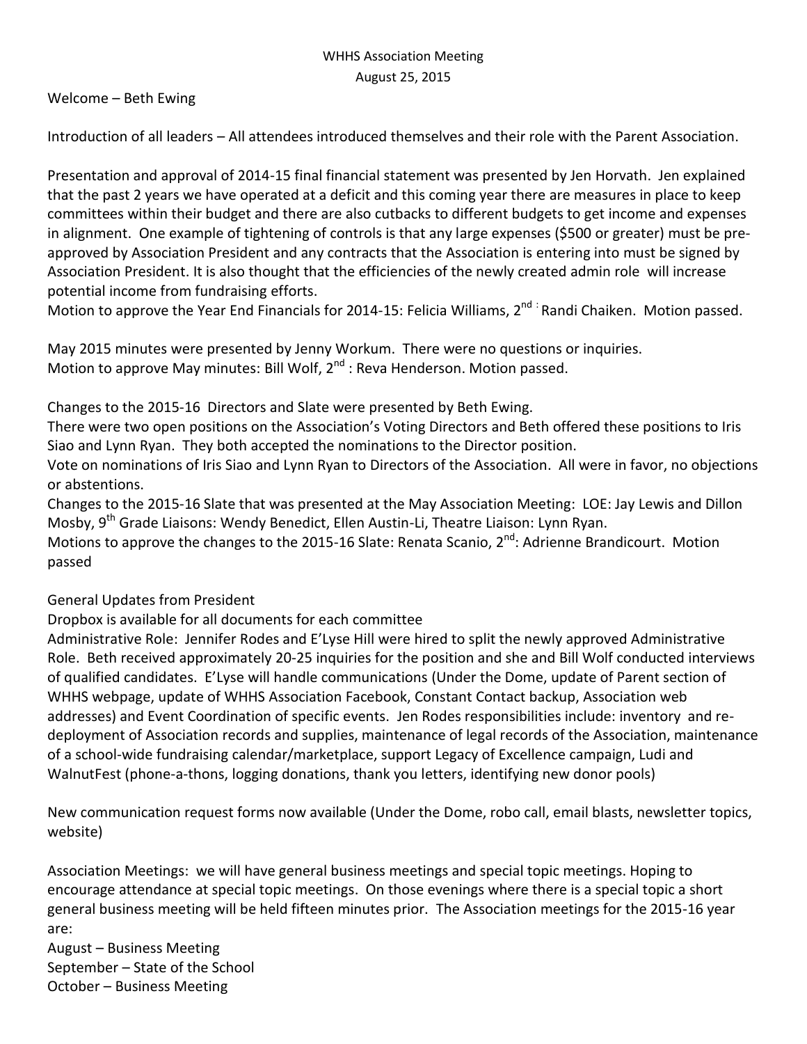WHHS Association Meeting
August 25, 2015

Welcome – Beth Ewing

Introduction of all leaders – All attendees introduced themselves and their role with the Parent Association.

Presentation and approval of 2014-15 final financial statement was presented by Jen Horvath. Jen explained that the past 2 years we have operated at a deficit and this coming year there are measures in place to keep committees within their budget and there are also cutbacks to different budgets to get income and expenses in alignment. One example of tightening of controls is that any large expenses ($500 or greater) must be pre-approved by Association President and any contracts that the Association is entering into must be signed by Association President. It is also thought that the efficiencies of the newly created admin role will increase potential income from fundraising efforts.
Motion to approve the Year End Financials for 2014-15: Felicia Williams, 2nd : Randi Chaiken. Motion passed.

May 2015 minutes were presented by Jenny Workum. There were no questions or inquiries.
Motion to approve May minutes: Bill Wolf, 2nd : Reva Henderson. Motion passed.

Changes to the 2015-16 Directors and Slate were presented by Beth Ewing.
There were two open positions on the Association's Voting Directors and Beth offered these positions to Iris Siao and Lynn Ryan. They both accepted the nominations to the Director position.
Vote on nominations of Iris Siao and Lynn Ryan to Directors of the Association. All were in favor, no objections or abstentions.
Changes to the 2015-16 Slate that was presented at the May Association Meeting: LOE: Jay Lewis and Dillon Mosby, 9th Grade Liaisons: Wendy Benedict, Ellen Austin-Li, Theatre Liaison: Lynn Ryan.
Motions to approve the changes to the 2015-16 Slate: Renata Scanio, 2nd: Adrienne Brandicourt. Motion passed

General Updates from President
Dropbox is available for all documents for each committee
Administrative Role: Jennifer Rodes and E'Lyse Hill were hired to split the newly approved Administrative Role. Beth received approximately 20-25 inquiries for the position and she and Bill Wolf conducted interviews of qualified candidates. E'Lyse will handle communications (Under the Dome, update of Parent section of WHHS webpage, update of WHHS Association Facebook, Constant Contact backup, Association web addresses) and Event Coordination of specific events. Jen Rodes responsibilities include: inventory and re-deployment of Association records and supplies, maintenance of legal records of the Association, maintenance of a school-wide fundraising calendar/marketplace, support Legacy of Excellence campaign, Ludi and WalnutFest (phone-a-thons, logging donations, thank you letters, identifying new donor pools)

New communication request forms now available (Under the Dome, robo call, email blasts, newsletter topics, website)

Association Meetings: we will have general business meetings and special topic meetings. Hoping to encourage attendance at special topic meetings. On those evenings where there is a special topic a short general business meeting will be held fifteen minutes prior. The Association meetings for the 2015-16 year are:
August – Business Meeting
September – State of the School
October – Business Meeting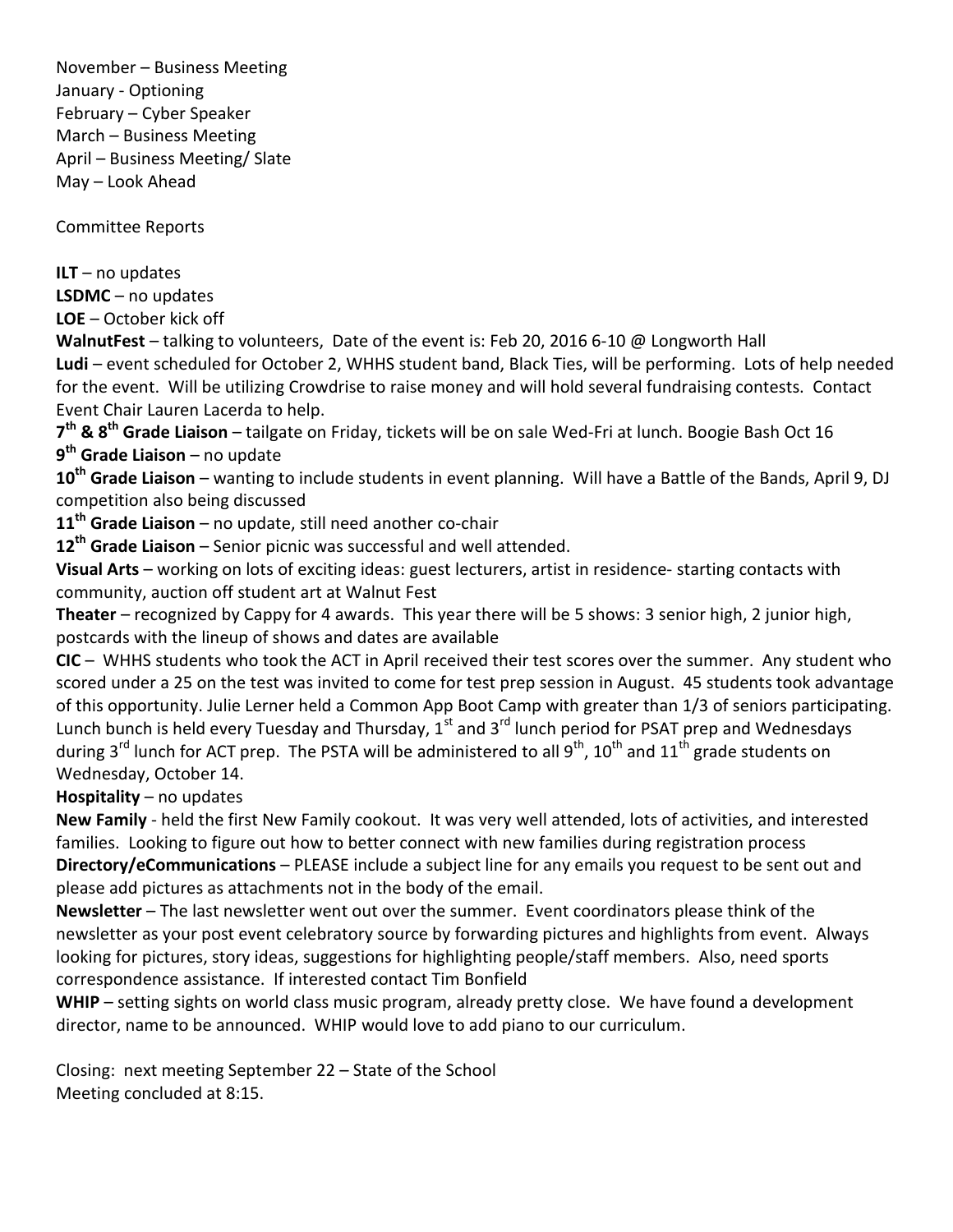November – Business Meeting
January - Optioning
February – Cyber Speaker
March – Business Meeting
April – Business Meeting/ Slate
May – Look Ahead

Committee Reports

**ILT** – no updates
**LSDMC** – no updates
**LOE** – October kick off
**WalnutFest** – talking to volunteers, Date of the event is: Feb 20, 2016 6-10 @ Longworth Hall
**Ludi** – event scheduled for October 2, WHHS student band, Black Ties, will be performing. Lots of help needed for the event. Will be utilizing Crowdrise to raise money and will hold several fundraising contests. Contact Event Chair Lauren Lacerda to help.
**7th & 8th Grade Liaison** – tailgate on Friday, tickets will be on sale Wed-Fri at lunch. Boogie Bash Oct 16
**9th Grade Liaison** – no update
**10th Grade Liaison** – wanting to include students in event planning. Will have a Battle of the Bands, April 9, DJ competition also being discussed
**11th Grade Liaison** – no update, still need another co-chair
**12th Grade Liaison** – Senior picnic was successful and well attended.
**Visual Arts** – working on lots of exciting ideas: guest lecturers, artist in residence- starting contacts with community, auction off student art at Walnut Fest
**Theater** – recognized by Cappy for 4 awards. This year there will be 5 shows: 3 senior high, 2 junior high, postcards with the lineup of shows and dates are available
**CIC** – WHHS students who took the ACT in April received their test scores over the summer. Any student who scored under a 25 on the test was invited to come for test prep session in August. 45 students took advantage of this opportunity. Julie Lerner held a Common App Boot Camp with greater than 1/3 of seniors participating. Lunch bunch is held every Tuesday and Thursday, 1st and 3rd lunch period for PSAT prep and Wednesdays during 3rd lunch for ACT prep. The PSTA will be administered to all 9th, 10th and 11th grade students on Wednesday, October 14.
**Hospitality** – no updates
**New Family** - held the first New Family cookout. It was very well attended, lots of activities, and interested families. Looking to figure out how to better connect with new families during registration process
**Directory/eCommunications** – PLEASE include a subject line for any emails you request to be sent out and please add pictures as attachments not in the body of the email.
**Newsletter** – The last newsletter went out over the summer. Event coordinators please think of the newsletter as your post event celebratory source by forwarding pictures and highlights from event. Always looking for pictures, story ideas, suggestions for highlighting people/staff members. Also, need sports correspondence assistance. If interested contact Tim Bonfield
**WHIP** – setting sights on world class music program, already pretty close. We have found a development director, name to be announced. WHIP would love to add piano to our curriculum.

Closing: next meeting September 22 – State of the School
Meeting concluded at 8:15.